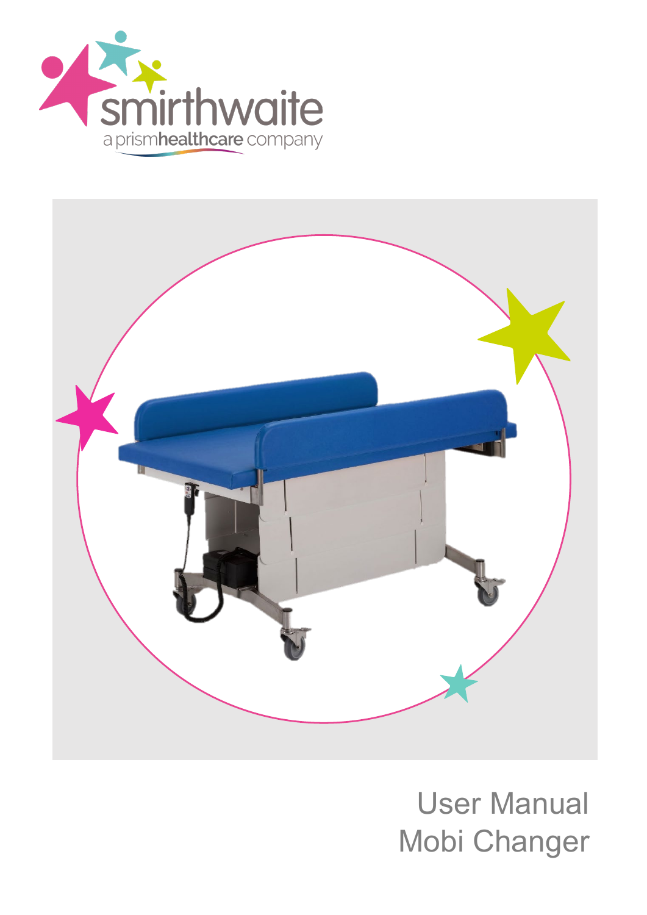smirthwaite

a prismhealthcare company

# User Manual
# Mobi Changer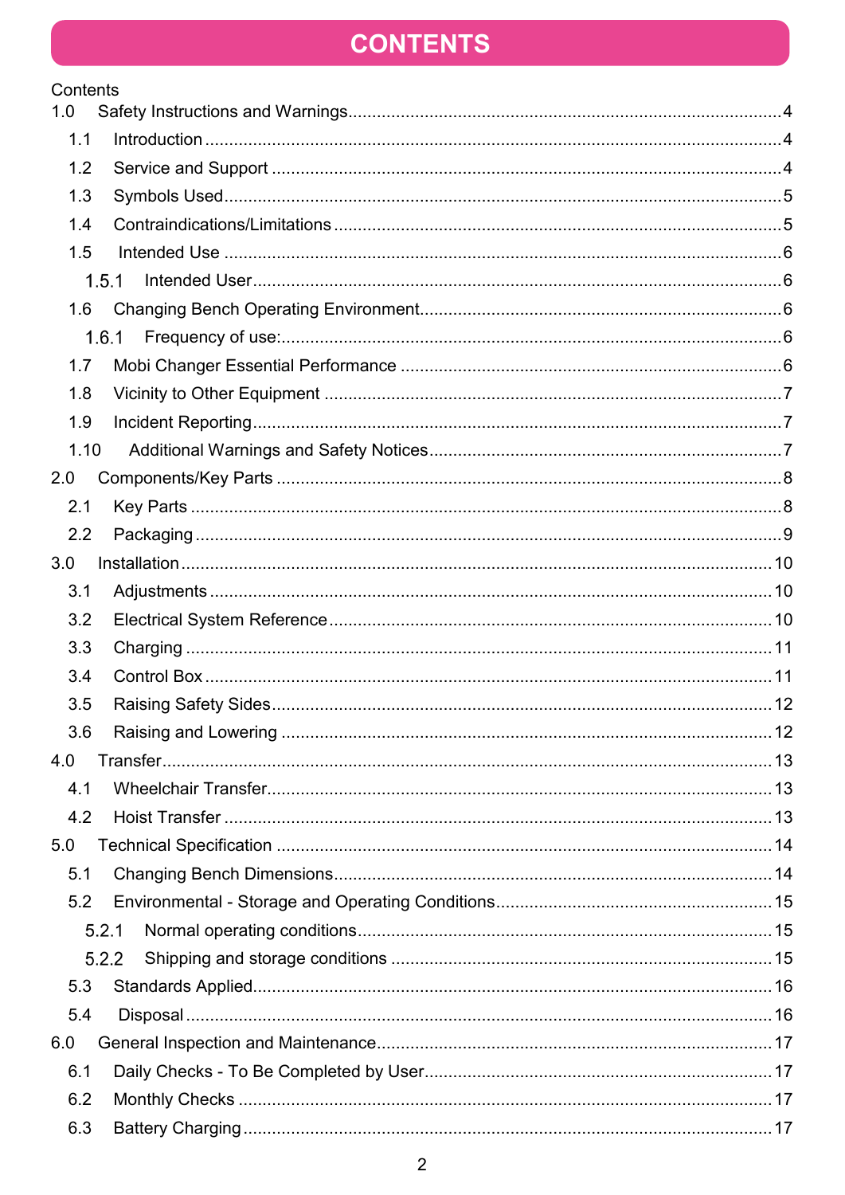# CONTENTS

Contents

- 1.0 Safety Instructions and Warnings.....4
  - 1.1 Introduction.....4
  - 1.2 Service and Support.....4
  - 1.3 Symbols Used.....5
  - 1.4 Contraindications/Limitations.....5
  - 1.5 Intended Use.....6
    - 1.5.1 Intended User.....6
  - 1.6 Changing Bench Operating Environment.....6
    - 1.6.1 Frequency of use:.....6
  - 1.7 Mobi Changer Essential Performance.....6
  - 1.8 Vicinity to Other Equipment.....7
  - 1.9 Incident Reporting.....7
  - 1.10 Additional Warnings and Safety Notices.....7
- 2.0 Components/Key Parts.....8
  - 2.1 Key Parts.....8
  - 2.2 Packaging.....9
- 3.0 Installation.....10
  - 3.1 Adjustments.....10
  - 3.2 Electrical System Reference.....10
  - 3.3 Charging.....11
  - 3.4 Control Box.....11
  - 3.5 Raising Safety Sides.....12
  - 3.6 Raising and Lowering.....12
- 4.0 Transfer.....13
  - 4.1 Wheelchair Transfer.....13
  - 4.2 Hoist Transfer.....13
- 5.0 Technical Specification.....14
  - 5.1 Changing Bench Dimensions.....14
  - 5.2 Environmental - Storage and Operating Conditions.....15
    - 5.2.1 Normal operating conditions.....15
    - 5.2.2 Shipping and storage conditions.....15
  - 5.3 Standards Applied.....16
  - 5.4 Disposal.....16
- 6.0 General Inspection and Maintenance.....17
  - 6.1 Daily Checks - To Be Completed by User.....17
  - 6.2 Monthly Checks.....17
  - 6.3 Battery Charging.....17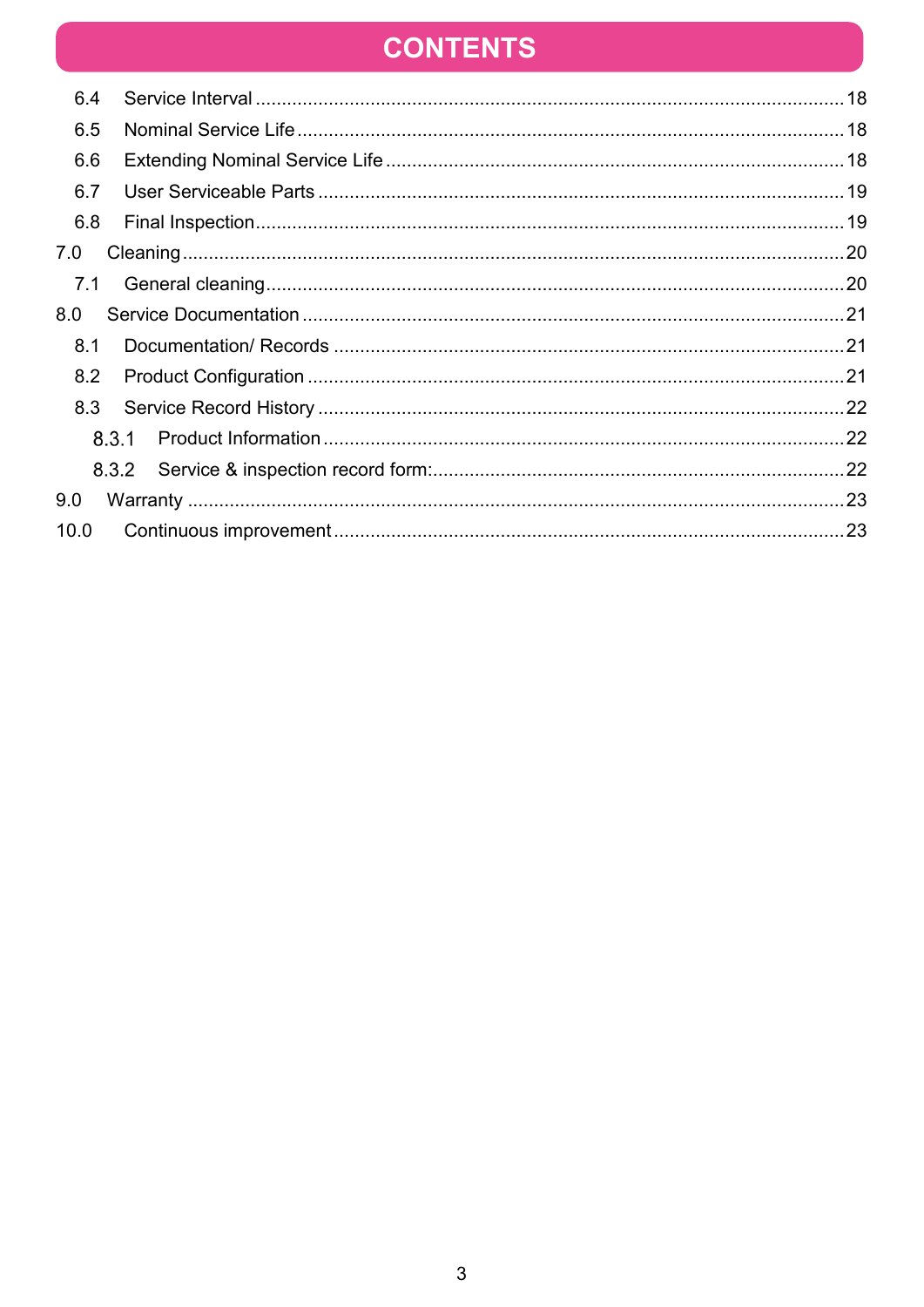# CONTENTS

- 6.4 Service Interval ... 18
- 6.5 Nominal Service Life ... 18
- 6.6 Extending Nominal Service Life ... 18
- 6.7 User Serviceable Parts ... 19
- 6.8 Final Inspection ... 19
- 7.0 Cleaning ... 20
  - 7.1 General cleaning ... 20
- 8.0 Service Documentation ... 21
  - 8.1 Documentation/ Records ... 21
  - 8.2 Product Configuration ... 21
  - 8.3 Service Record History ... 22
    - 8.3.1 Product Information ... 22
    - 8.3.2 Service & inspection record form: ... 22
- 9.0 Warranty ... 23
- 10.0 Continuous improvement ... 23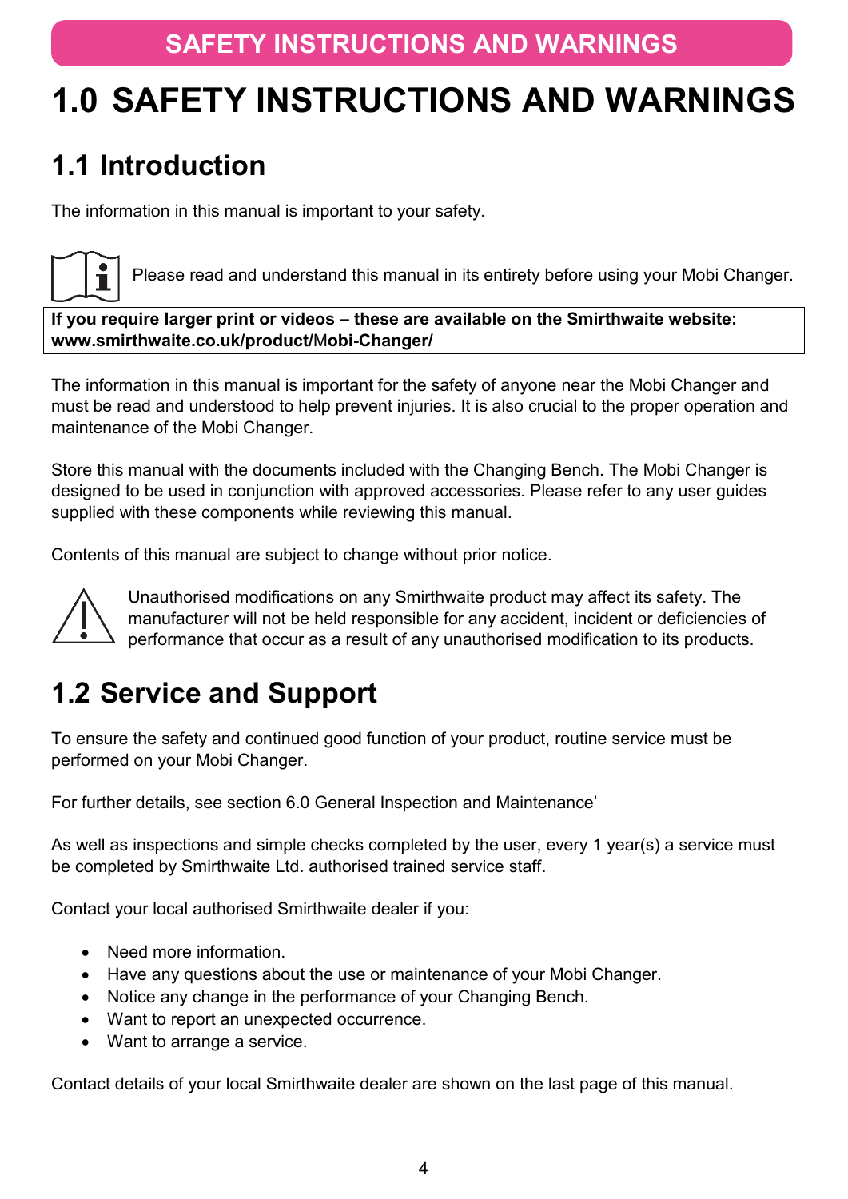# 1.0 SAFETY INSTRUCTIONS AND WARNINGS

## 1.1 Introduction

The information in this manual is important to your safety.

Please read and understand this manual in its entirety before using your Mobi Changer.

**If you require larger print or videos – these are available on the Smirthwaite website: www.smirthwaite.co.uk/product/Mobi-Changer/**

The information in this manual is important for the safety of anyone near the Mobi Changer and must be read and understood to help prevent injuries. It is also crucial to the proper operation and maintenance of the Mobi Changer.

Store this manual with the documents included with the Changing Bench. The Mobi Changer is designed to be used in conjunction with approved accessories. Please refer to any user guides supplied with these components while reviewing this manual.

Contents of this manual are subject to change without prior notice.

Unauthorised modifications on any Smirthwaite product may affect its safety. The manufacturer will not be held responsible for any accident, incident or deficiencies of performance that occur as a result of any unauthorised modification to its products.

## 1.2 Service and Support

To ensure the safety and continued good function of your product, routine service must be performed on your Mobi Changer.

For further details, see section 6.0 General Inspection and Maintenance'

As well as inspections and simple checks completed by the user, every 1 year(s) a service must be completed by Smirthwaite Ltd. authorised trained service staff.

Contact your local authorised Smirthwaite dealer if you:

- Need more information.
- Have any questions about the use or maintenance of your Mobi Changer.
- Notice any change in the performance of your Changing Bench.
- Want to report an unexpected occurrence.
- Want to arrange a service.

Contact details of your local Smirthwaite dealer are shown on the last page of this manual.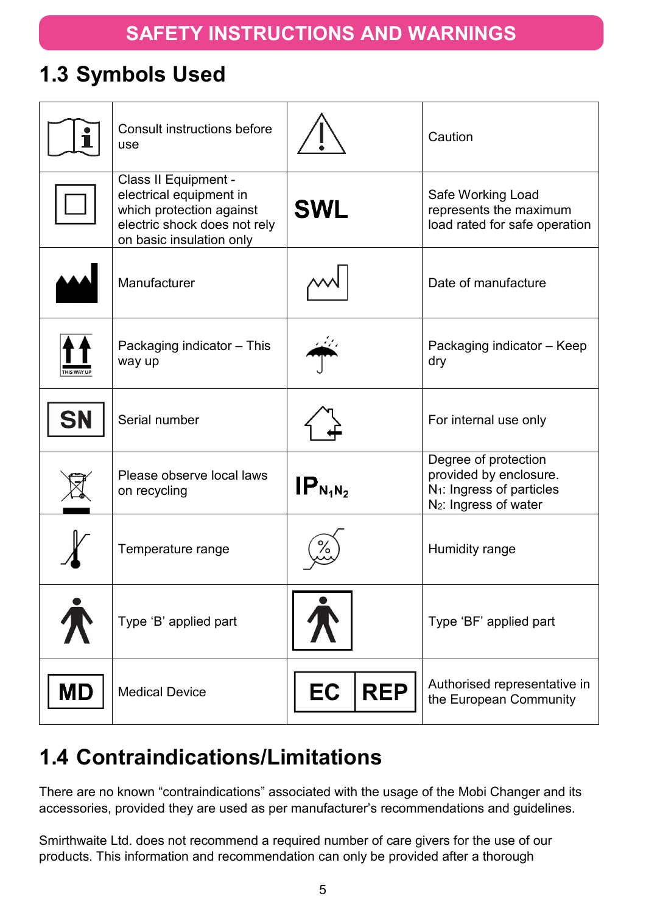## SAFETY INSTRUCTIONS AND WARNINGS

## 1.3 Symbols Used

| Symbol | Meaning | Symbol | Meaning |
|---|---|---|---|
| | Consult instructions before use | | Caution |
| | Class II Equipment - electrical equipment in which protection against electric shock does not rely on basic insulation only | SWL | Safe Working Load represents the maximum load rated for safe operation |
| | Manufacturer | | Date of manufacture |
| THIS WAY UP | Packaging indicator – This way up | | Packaging indicator – Keep dry |
| SN | Serial number | | For internal use only |
| | Please observe local laws on recycling | $IP_{N_1N_2}$ | Degree of protection provided by enclosure. $N_1$: Ingress of particles $N_2$: Ingress of water |
| | Temperature range | % | Humidity range |
| | Type 'B' applied part | | Type 'BF' applied part |
| MD | Medical Device | EC REP | Authorised representative in the European Community |

## 1.4 Contraindications/Limitations

There are no known "contraindications" associated with the usage of the Mobi Changer and its accessories, provided they are used as per manufacturer's recommendations and guidelines.

Smirthwaite Ltd. does not recommend a required number of care givers for the use of our products. This information and recommendation can only be provided after a thorough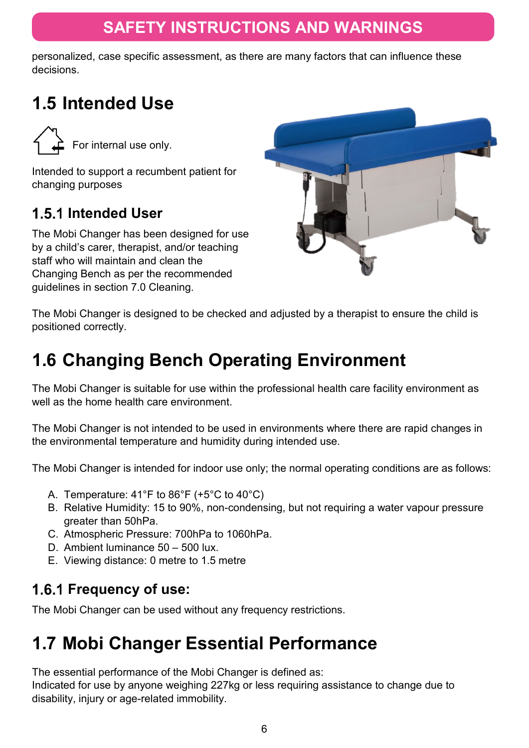personalized, case specific assessment, as there are many factors that can influence these decisions.

## 1.5 Intended Use

For internal use only.

Intended to support a recumbent patient for changing purposes

### 1.5.1 Intended User

The Mobi Changer has been designed for use by a child's carer, therapist, and/or teaching staff who will maintain and clean the Changing Bench as per the recommended guidelines in section 7.0 Cleaning.

The Mobi Changer is designed to be checked and adjusted by a therapist to ensure the child is positioned correctly.

## 1.6 Changing Bench Operating Environment

The Mobi Changer is suitable for use within the professional health care facility environment as well as the home health care environment.

The Mobi Changer is not intended to be used in environments where there are rapid changes in the environmental temperature and humidity during intended use.

The Mobi Changer is intended for indoor use only; the normal operating conditions are as follows:

A. Temperature: 41°F to 86°F (+5°C to 40°C)
B. Relative Humidity: 15 to 90%, non-condensing, but not requiring a water vapour pressure greater than 50hPa.
C. Atmospheric Pressure: 700hPa to 1060hPa.
D. Ambient luminance 50 – 500 lux.
E. Viewing distance: 0 metre to 1.5 metre

### 1.6.1 Frequency of use:

The Mobi Changer can be used without any frequency restrictions.

## 1.7 Mobi Changer Essential Performance

The essential performance of the Mobi Changer is defined as:
Indicated for use by anyone weighing 227kg or less requiring assistance to change due to disability, injury or age-related immobility.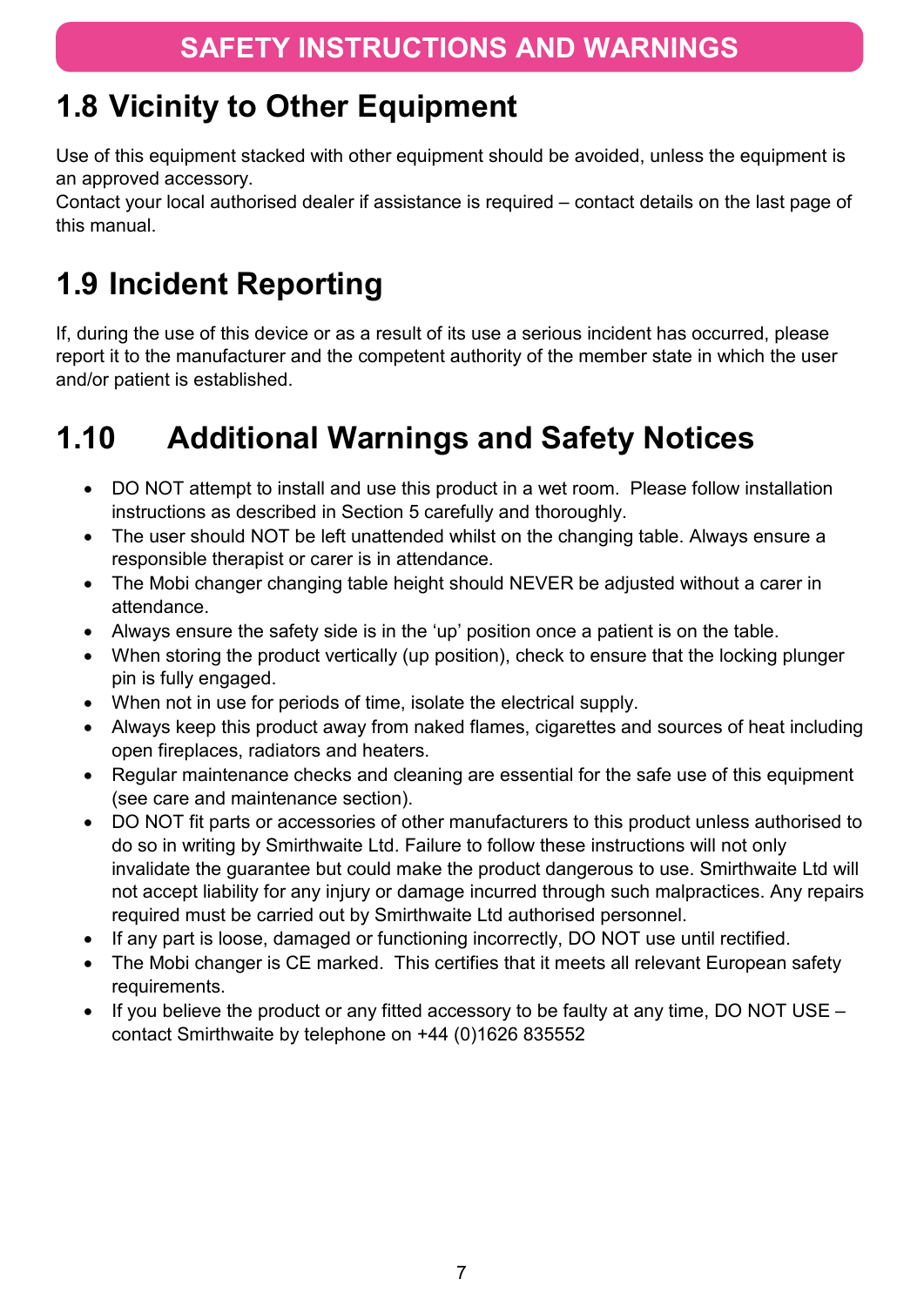# SAFETY INSTRUCTIONS AND WARNINGS

## 1.8 Vicinity to Other Equipment

Use of this equipment stacked with other equipment should be avoided, unless the equipment is an approved accessory.
Contact your local authorised dealer if assistance is required – contact details on the last page of this manual.

## 1.9 Incident Reporting

If, during the use of this device or as a result of its use a serious incident has occurred, please report it to the manufacturer and the competent authority of the member state in which the user and/or patient is established.

## 1.10 Additional Warnings and Safety Notices

- DO NOT attempt to install and use this product in a wet room. Please follow installation instructions as described in Section 5 carefully and thoroughly.
- The user should NOT be left unattended whilst on the changing table. Always ensure a responsible therapist or carer is in attendance.
- The Mobi changer changing table height should NEVER be adjusted without a carer in attendance.
- Always ensure the safety side is in the 'up' position once a patient is on the table.
- When storing the product vertically (up position), check to ensure that the locking plunger pin is fully engaged.
- When not in use for periods of time, isolate the electrical supply.
- Always keep this product away from naked flames, cigarettes and sources of heat including open fireplaces, radiators and heaters.
- Regular maintenance checks and cleaning are essential for the safe use of this equipment (see care and maintenance section).
- DO NOT fit parts or accessories of other manufacturers to this product unless authorised to do so in writing by Smirthwaite Ltd. Failure to follow these instructions will not only invalidate the guarantee but could make the product dangerous to use. Smirthwaite Ltd will not accept liability for any injury or damage incurred through such malpractices. Any repairs required must be carried out by Smirthwaite Ltd authorised personnel.
- If any part is loose, damaged or functioning incorrectly, DO NOT use until rectified.
- The Mobi changer is CE marked. This certifies that it meets all relevant European safety requirements.
- If you believe the product or any fitted accessory to be faulty at any time, DO NOT USE – contact Smirthwaite by telephone on +44 (0)1626 835552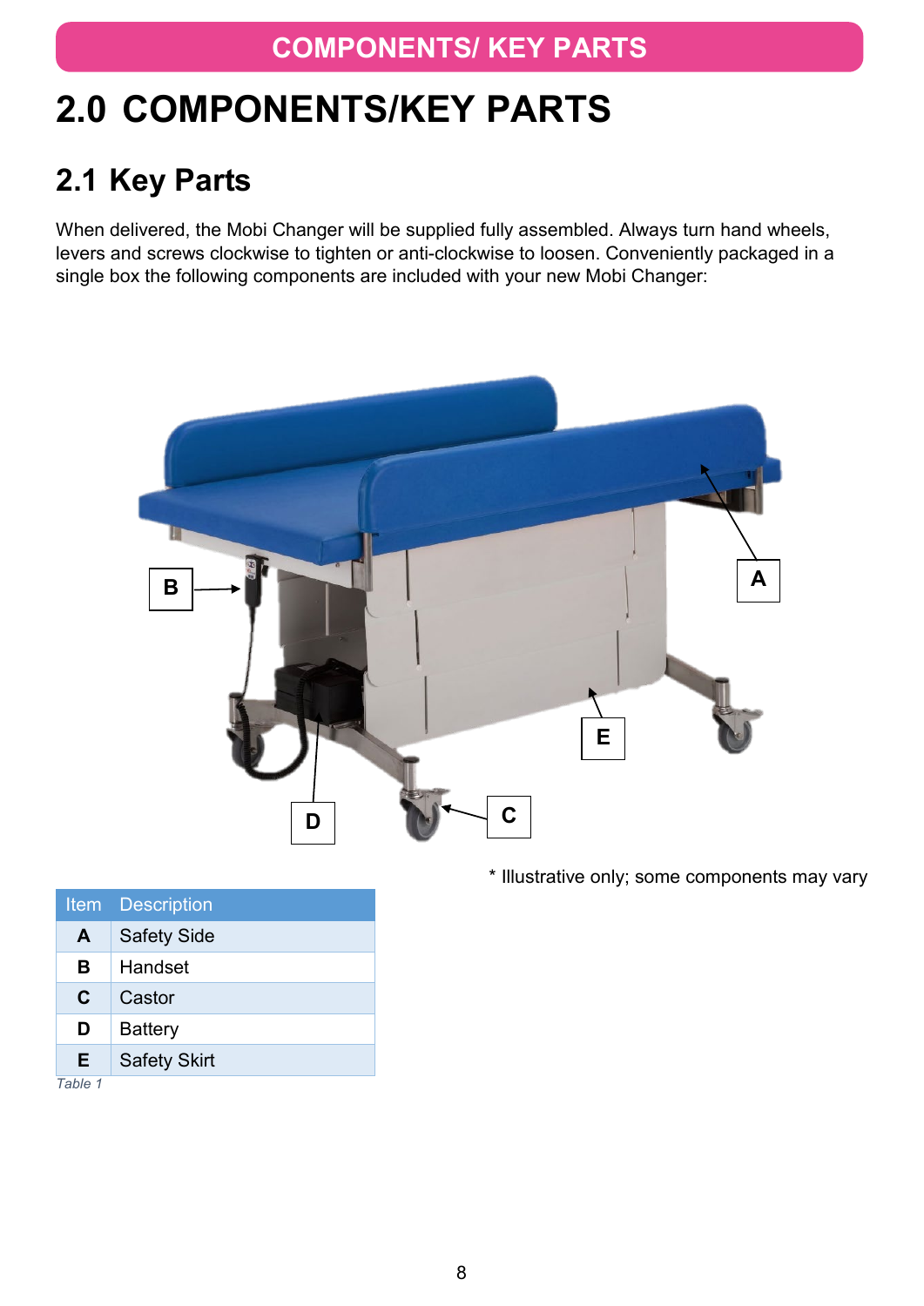# 2.0 COMPONENTS/KEY PARTS

## 2.1 Key Parts

When delivered, the Mobi Changer will be supplied fully assembled. Always turn hand wheels, levers and screws clockwise to tighten or anti-clockwise to loosen. Conveniently packaged in a single box the following components are included with your new Mobi Changer:

\* Illustrative only; some components may vary

| Item | Description |
|---|---|
| **A** | Safety Side |
| **B** | Handset |
| **C** | Castor |
| **D** | Battery |
| **E** | Safety Skirt |

*Table 1*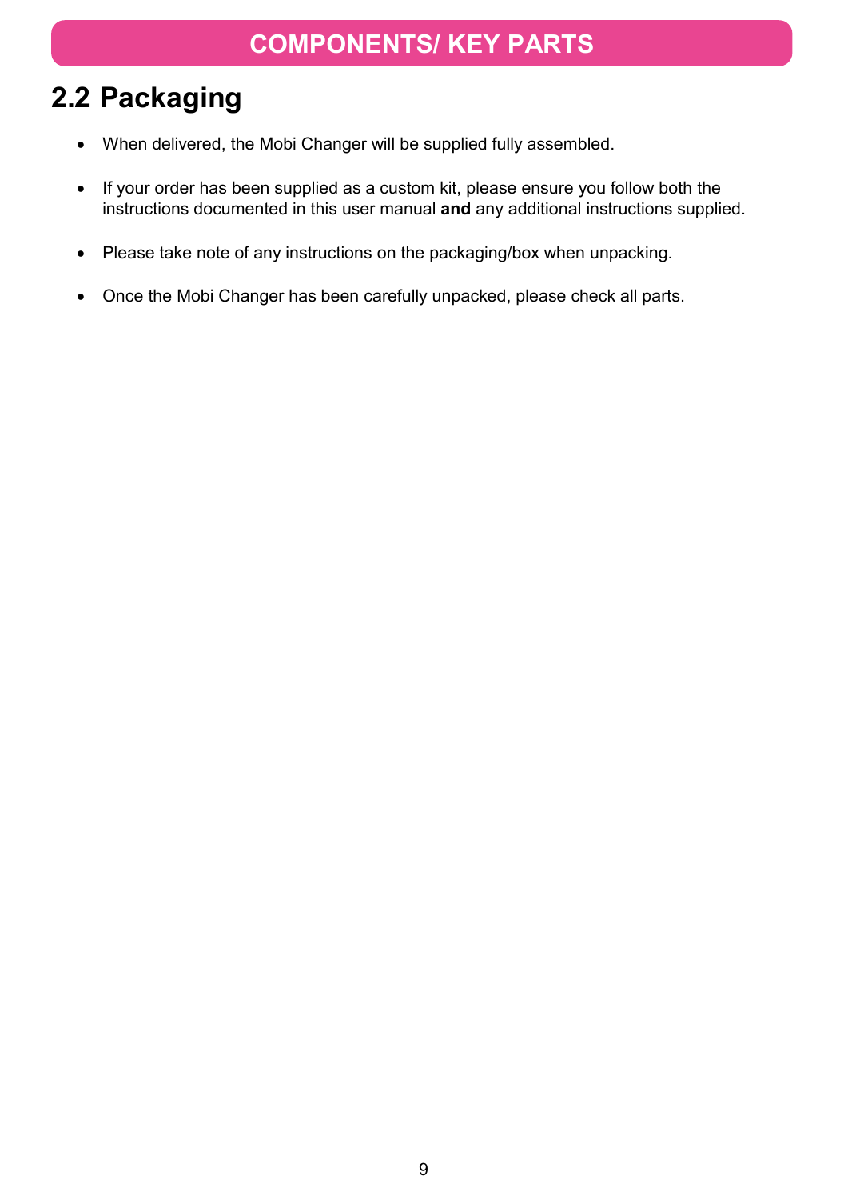# COMPONENTS/ KEY PARTS

## 2.2 Packaging

- When delivered, the Mobi Changer will be supplied fully assembled.
- If your order has been supplied as a custom kit, please ensure you follow both the instructions documented in this user manual **and** any additional instructions supplied.
- Please take note of any instructions on the packaging/box when unpacking.
- Once the Mobi Changer has been carefully unpacked, please check all parts.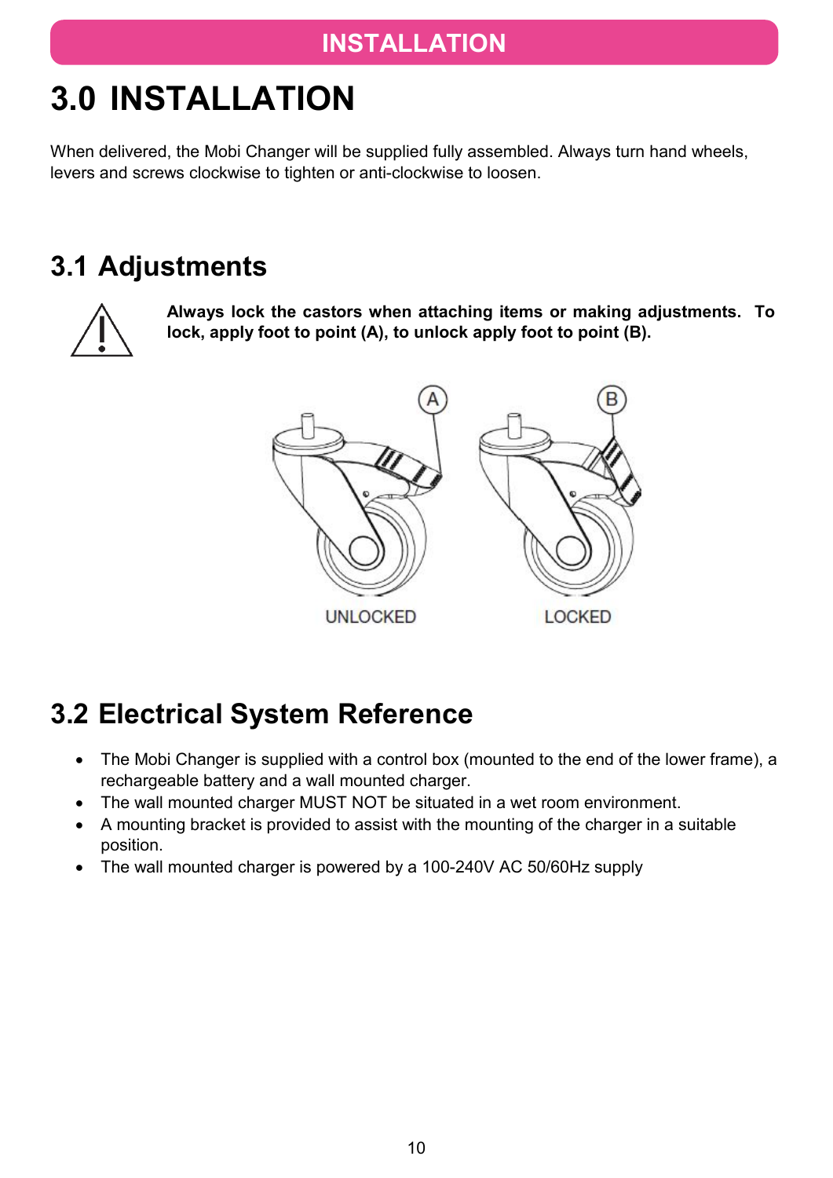# 3.0 INSTALLATION

When delivered, the Mobi Changer will be supplied fully assembled. Always turn hand wheels, levers and screws clockwise to tighten or anti-clockwise to loosen.

## 3.1 Adjustments

**Always lock the castors when attaching items or making adjustments. To lock, apply foot to point (A), to unlock apply foot to point (B).**

UNLOCKED LOCKED

## 3.2 Electrical System Reference

- The Mobi Changer is supplied with a control box (mounted to the end of the lower frame), a rechargeable battery and a wall mounted charger.
- The wall mounted charger MUST NOT be situated in a wet room environment.
- A mounting bracket is provided to assist with the mounting of the charger in a suitable position.
- The wall mounted charger is powered by a 100-240V AC 50/60Hz supply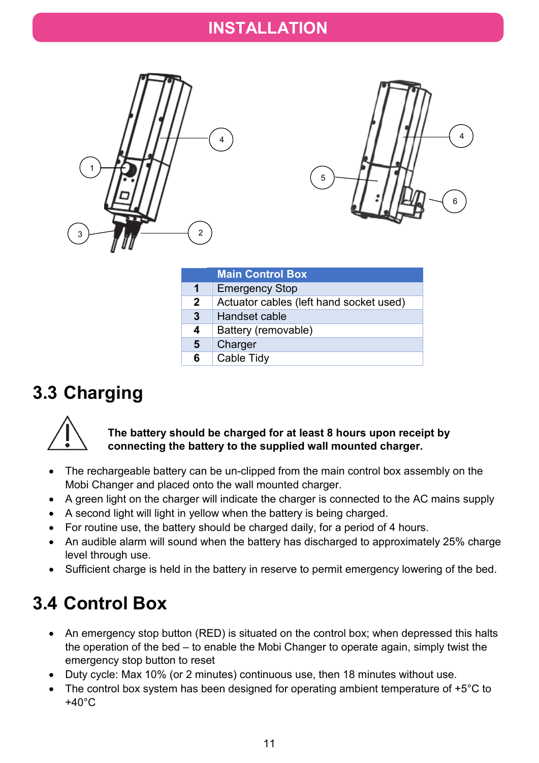# INSTALLATION

| | Main Control Box |
|---|---|
| 1 | Emergency Stop |
| 2 | Actuator cables (left hand socket used) |
| 3 | Handset cable |
| 4 | Battery (removable) |
| 5 | Charger |
| 6 | Cable Tidy |

## 3.3 Charging

**The battery should be charged for at least 8 hours upon receipt by connecting the battery to the supplied wall mounted charger.**

- The rechargeable battery can be un-clipped from the main control box assembly on the Mobi Changer and placed onto the wall mounted charger.
- A green light on the charger will indicate the charger is connected to the AC mains supply
- A second light will light in yellow when the battery is being charged.
- For routine use, the battery should be charged daily, for a period of 4 hours.
- An audible alarm will sound when the battery has discharged to approximately 25% charge level through use.
- Sufficient charge is held in the battery in reserve to permit emergency lowering of the bed.

## 3.4 Control Box

- An emergency stop button (RED) is situated on the control box; when depressed this halts the operation of the bed – to enable the Mobi Changer to operate again, simply twist the emergency stop button to reset
- Duty cycle: Max 10% (or 2 minutes) continuous use, then 18 minutes without use.
- The control box system has been designed for operating ambient temperature of +5°C to +40°C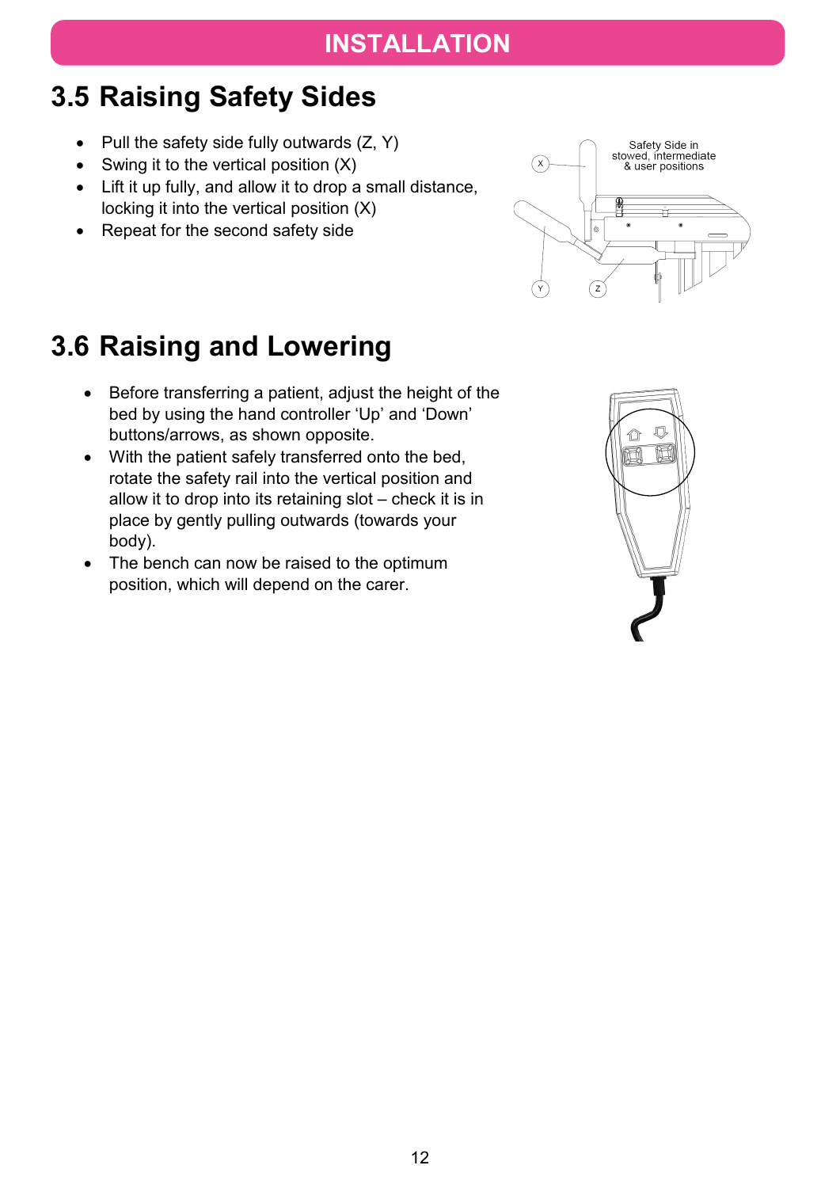# INSTALLATION

## 3.5 Raising Safety Sides

- Pull the safety side fully outwards (Z, Y)
- Swing it to the vertical position (X)
- Lift it up fully, and allow it to drop a small distance, locking it into the vertical position (X)
- Repeat for the second safety side

Safety Side in stowed, intermediate & user positions

## 3.6 Raising and Lowering

- Before transferring a patient, adjust the height of the bed by using the hand controller 'Up' and 'Down' buttons/arrows, as shown opposite.
- With the patient safely transferred onto the bed, rotate the safety rail into the vertical position and allow it to drop into its retaining slot – check it is in place by gently pulling outwards (towards your body).
- The bench can now be raised to the optimum position, which will depend on the carer.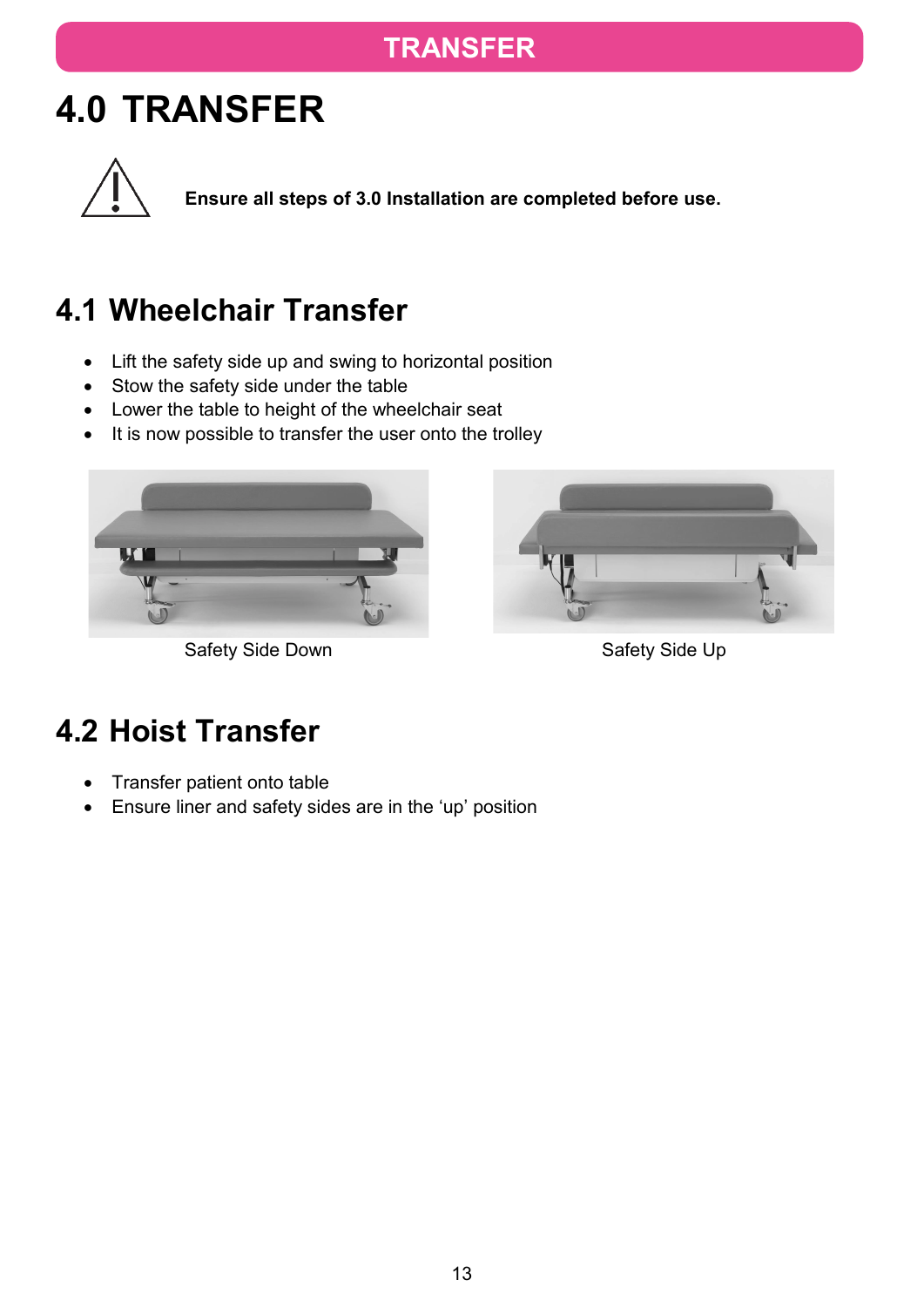# 4.0 TRANSFER

**Ensure all steps of 3.0 Installation are completed before use.**

## 4.1 Wheelchair Transfer

- Lift the safety side up and swing to horizontal position
- Stow the safety side under the table
- Lower the table to height of the wheelchair seat
- It is now possible to transfer the user onto the trolley

Safety Side Down

Safety Side Up

## 4.2 Hoist Transfer

- Transfer patient onto table
- Ensure liner and safety sides are in the 'up' position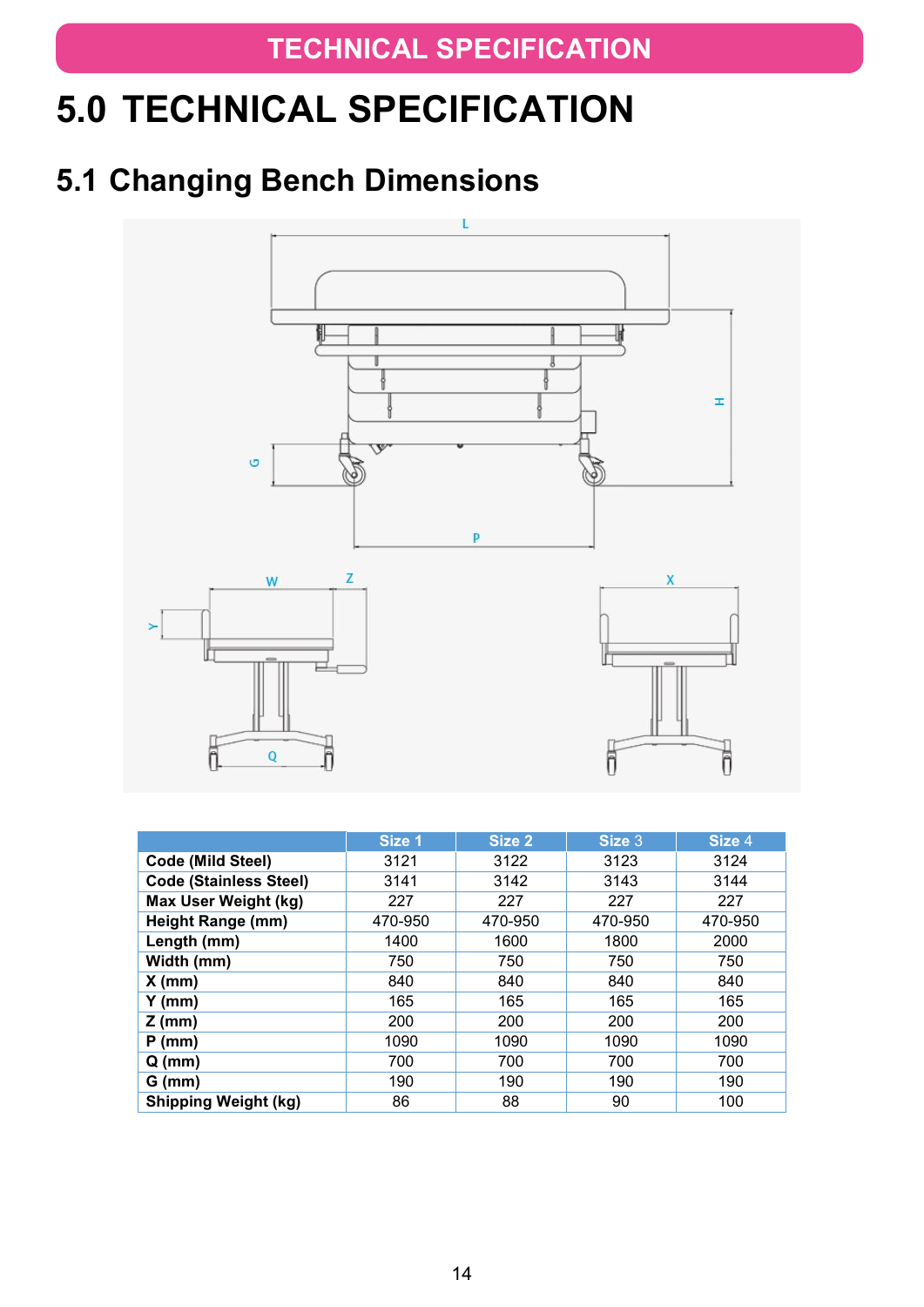# 5.0 TECHNICAL SPECIFICATION

## 5.1 Changing Bench Dimensions

|  | Size 1 | Size 2 | Size 3 | Size 4 |
|---|---|---|---|---|
| **Code (Mild Steel)** | 3121 | 3122 | 3123 | 3124 |
| **Code (Stainless Steel)** | 3141 | 3142 | 3143 | 3144 |
| **Max User Weight (kg)** | 227 | 227 | 227 | 227 |
| **Height Range (mm)** | 470-950 | 470-950 | 470-950 | 470-950 |
| **Length (mm)** | 1400 | 1600 | 1800 | 2000 |
| **Width (mm)** | 750 | 750 | 750 | 750 |
| **X (mm)** | 840 | 840 | 840 | 840 |
| **Y (mm)** | 165 | 165 | 165 | 165 |
| **Z (mm)** | 200 | 200 | 200 | 200 |
| **P (mm)** | 1090 | 1090 | 1090 | 1090 |
| **Q (mm)** | 700 | 700 | 700 | 700 |
| **G (mm)** | 190 | 190 | 190 | 190 |
| **Shipping Weight (kg)** | 86 | 88 | 90 | 100 |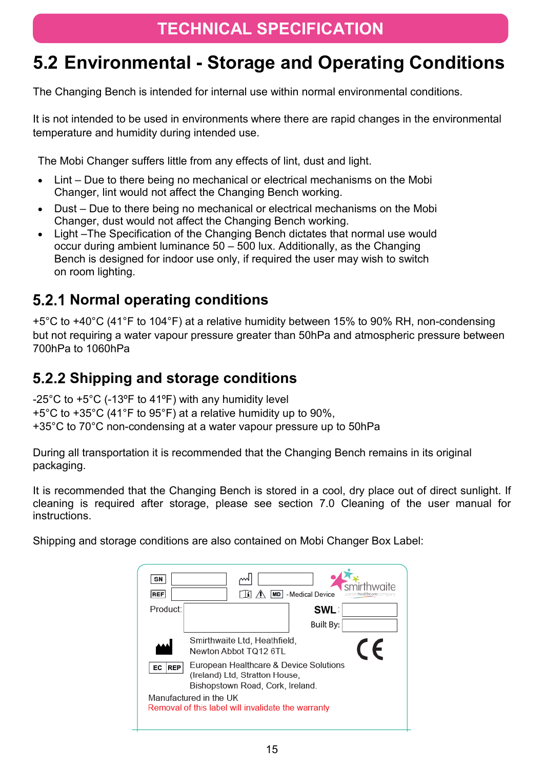# TECHNICAL SPECIFICATION

## 5.2 Environmental - Storage and Operating Conditions

The Changing Bench is intended for internal use within normal environmental conditions.

It is not intended to be used in environments where there are rapid changes in the environmental temperature and humidity during intended use.

The Mobi Changer suffers little from any effects of lint, dust and light.

- Lint – Due to there being no mechanical or electrical mechanisms on the Mobi Changer, lint would not affect the Changing Bench working.
- Dust – Due to there being no mechanical or electrical mechanisms on the Mobi Changer, dust would not affect the Changing Bench working.
- Light –The Specification of the Changing Bench dictates that normal use would occur during ambient luminance 50 – 500 lux. Additionally, as the Changing Bench is designed for indoor use only, if required the user may wish to switch on room lighting.

### 5.2.1 Normal operating conditions

+5°C to +40°C (41°F to 104°F) at a relative humidity between 15% to 90% RH, non-condensing but not requiring a water vapour pressure greater than 50hPa and atmospheric pressure between 700hPa to 1060hPa

### 5.2.2 Shipping and storage conditions

-25°C to +5°C (-13ºF to 41ºF) with any humidity level
+5°C to +35°C (41°F to 95°F) at a relative humidity up to 90%,
+35°C to 70°C non-condensing at a water vapour pressure up to 50hPa

During all transportation it is recommended that the Changing Bench remains in its original packaging.

It is recommended that the Changing Bench is stored in a cool, dry place out of direct sunlight. If cleaning is required after storage, please see section 7.0 Cleaning of the user manual for instructions.

Shipping and storage conditions are also contained on Mobi Changer Box Label:

SN
REF
MD - Medical Device
smirthwaite
Product:
SWL:
Built By:
Smirthwaite Ltd, Heathfield, Newton Abbot TQ12 6TL
EC REP European Healthcare & Device Solutions (Ireland) Ltd, Stratton House, Bishopstown Road, Cork, Ireland.
CE
Manufactured in the UK
Removal of this label will invalidate the warranty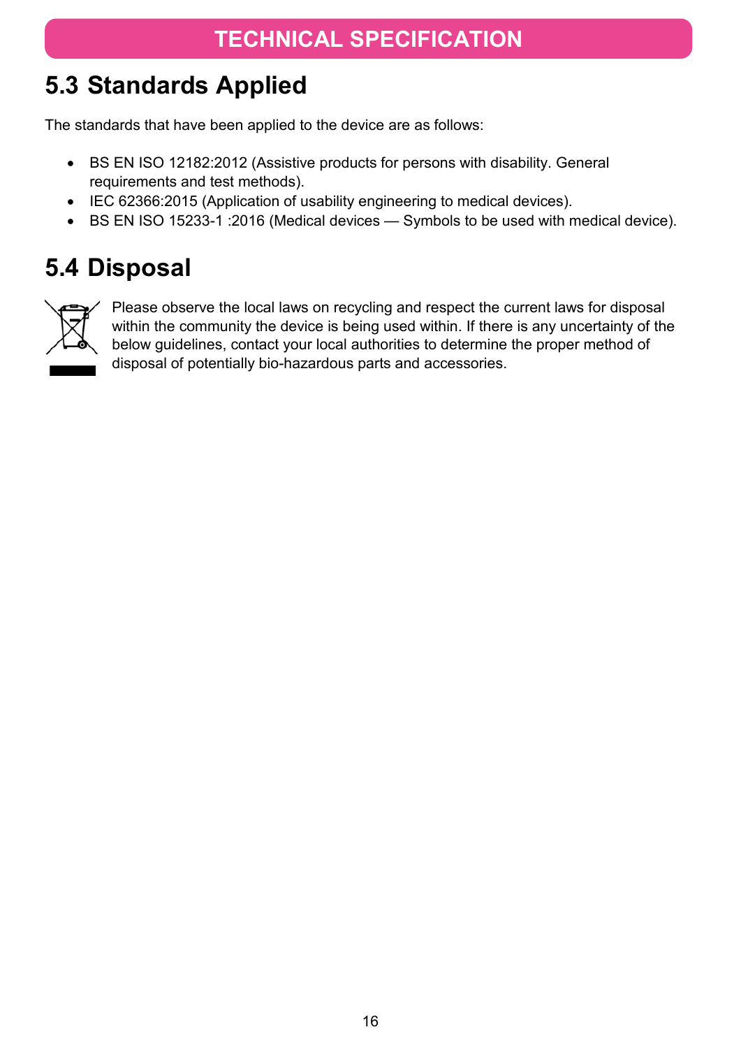# TECHNICAL SPECIFICATION

## 5.3 Standards Applied

The standards that have been applied to the device are as follows:

- BS EN ISO 12182:2012 (Assistive products for persons with disability. General requirements and test methods).
- IEC 62366:2015 (Application of usability engineering to medical devices).
- BS EN ISO 15233-1 :2016 (Medical devices — Symbols to be used with medical device).

## 5.4 Disposal

Please observe the local laws on recycling and respect the current laws for disposal within the community the device is being used within. If there is any uncertainty of the below guidelines, contact your local authorities to determine the proper method of disposal of potentially bio-hazardous parts and accessories.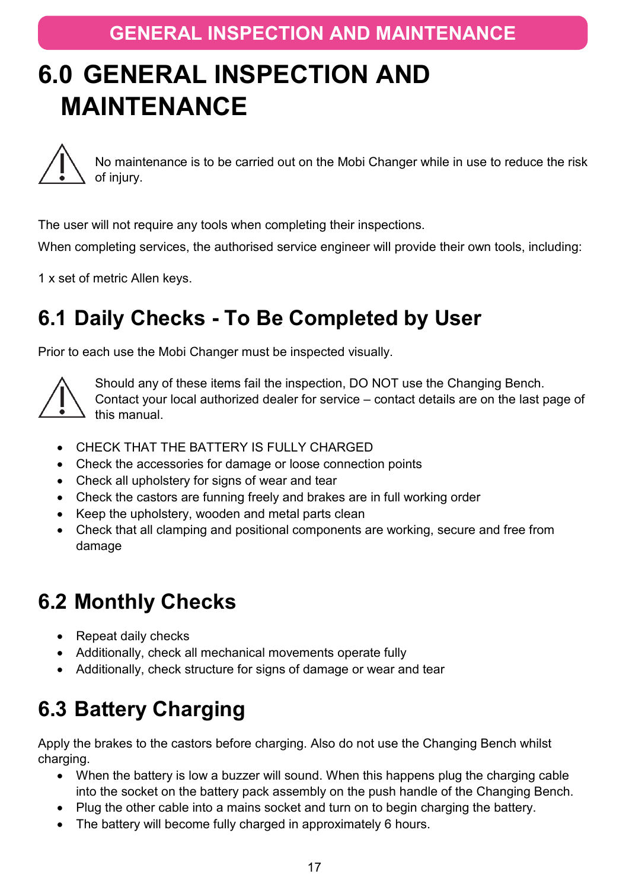# 6.0 GENERAL INSPECTION AND MAINTENANCE

⚠ No maintenance is to be carried out on the Mobi Changer while in use to reduce the risk of injury.

The user will not require any tools when completing their inspections.

When completing services, the authorised service engineer will provide their own tools, including:

1 x set of metric Allen keys.

## 6.1 Daily Checks - To Be Completed by User

Prior to each use the Mobi Changer must be inspected visually.

⚠ Should any of these items fail the inspection, DO NOT use the Changing Bench. Contact your local authorized dealer for service – contact details are on the last page of this manual.

- CHECK THAT THE BATTERY IS FULLY CHARGED
- Check the accessories for damage or loose connection points
- Check all upholstery for signs of wear and tear
- Check the castors are funning freely and brakes are in full working order
- Keep the upholstery, wooden and metal parts clean
- Check that all clamping and positional components are working, secure and free from damage

## 6.2 Monthly Checks

- Repeat daily checks
- Additionally, check all mechanical movements operate fully
- Additionally, check structure for signs of damage or wear and tear

## 6.3 Battery Charging

Apply the brakes to the castors before charging. Also do not use the Changing Bench whilst charging.

- When the battery is low a buzzer will sound. When this happens plug the charging cable into the socket on the battery pack assembly on the push handle of the Changing Bench.
- Plug the other cable into a mains socket and turn on to begin charging the battery.
- The battery will become fully charged in approximately 6 hours.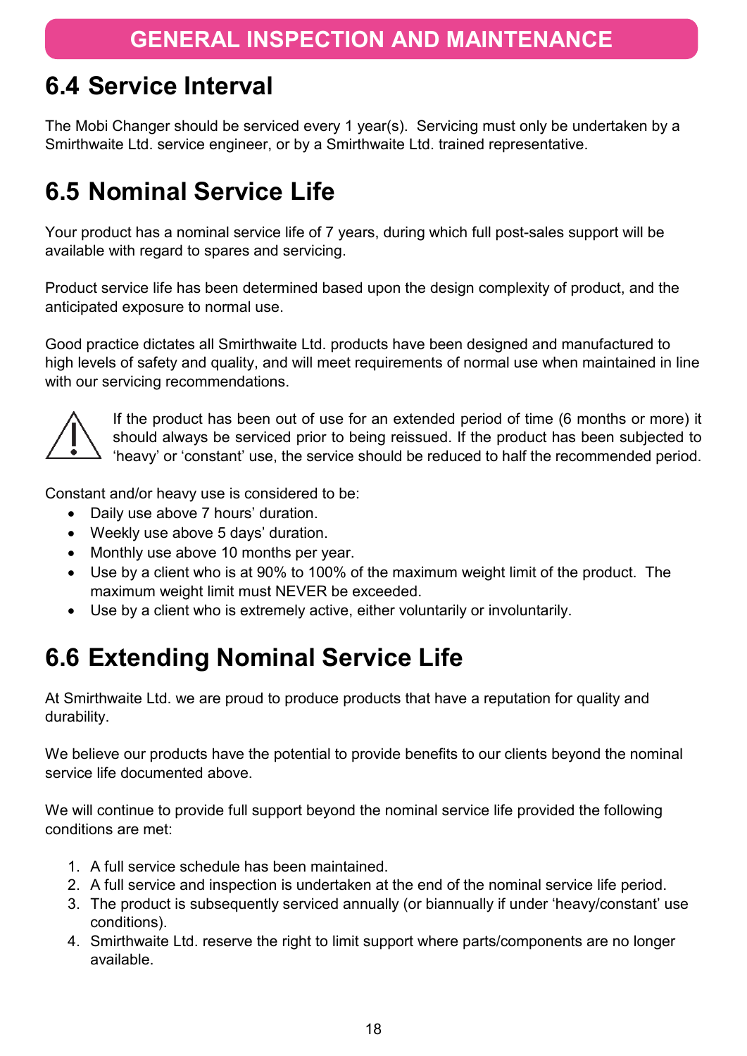# GENERAL INSPECTION AND MAINTENANCE

## 6.4 Service Interval

The Mobi Changer should be serviced every 1 year(s). Servicing must only be undertaken by a Smirthwaite Ltd. service engineer, or by a Smirthwaite Ltd. trained representative.

## 6.5 Nominal Service Life

Your product has a nominal service life of 7 years, during which full post-sales support will be available with regard to spares and servicing.

Product service life has been determined based upon the design complexity of product, and the anticipated exposure to normal use.

Good practice dictates all Smirthwaite Ltd. products have been designed and manufactured to high levels of safety and quality, and will meet requirements of normal use when maintained in line with our servicing recommendations.

⚠ If the product has been out of use for an extended period of time (6 months or more) it should always be serviced prior to being reissued. If the product has been subjected to 'heavy' or 'constant' use, the service should be reduced to half the recommended period.

Constant and/or heavy use is considered to be:

- Daily use above 7 hours' duration.
- Weekly use above 5 days' duration.
- Monthly use above 10 months per year.
- Use by a client who is at 90% to 100% of the maximum weight limit of the product. The maximum weight limit must NEVER be exceeded.
- Use by a client who is extremely active, either voluntarily or involuntarily.

## 6.6 Extending Nominal Service Life

At Smirthwaite Ltd. we are proud to produce products that have a reputation for quality and durability.

We believe our products have the potential to provide benefits to our clients beyond the nominal service life documented above.

We will continue to provide full support beyond the nominal service life provided the following conditions are met:

1. A full service schedule has been maintained.
2. A full service and inspection is undertaken at the end of the nominal service life period.
3. The product is subsequently serviced annually (or biannually if under 'heavy/constant' use conditions).
4. Smirthwaite Ltd. reserve the right to limit support where parts/components are no longer available.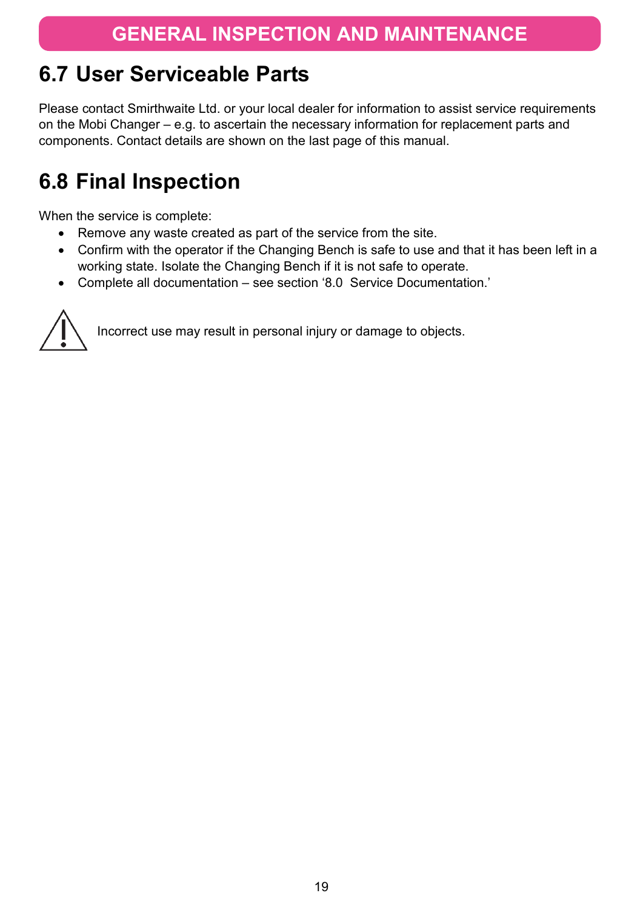# GENERAL INSPECTION AND MAINTENANCE

## 6.7 User Serviceable Parts

Please contact Smirthwaite Ltd. or your local dealer for information to assist service requirements on the Mobi Changer – e.g. to ascertain the necessary information for replacement parts and components. Contact details are shown on the last page of this manual.

## 6.8 Final Inspection

When the service is complete:

- Remove any waste created as part of the service from the site.
- Confirm with the operator if the Changing Bench is safe to use and that it has been left in a working state. Isolate the Changing Bench if it is not safe to operate.
- Complete all documentation – see section '8.0  Service Documentation.'

⚠ Incorrect use may result in personal injury or damage to objects.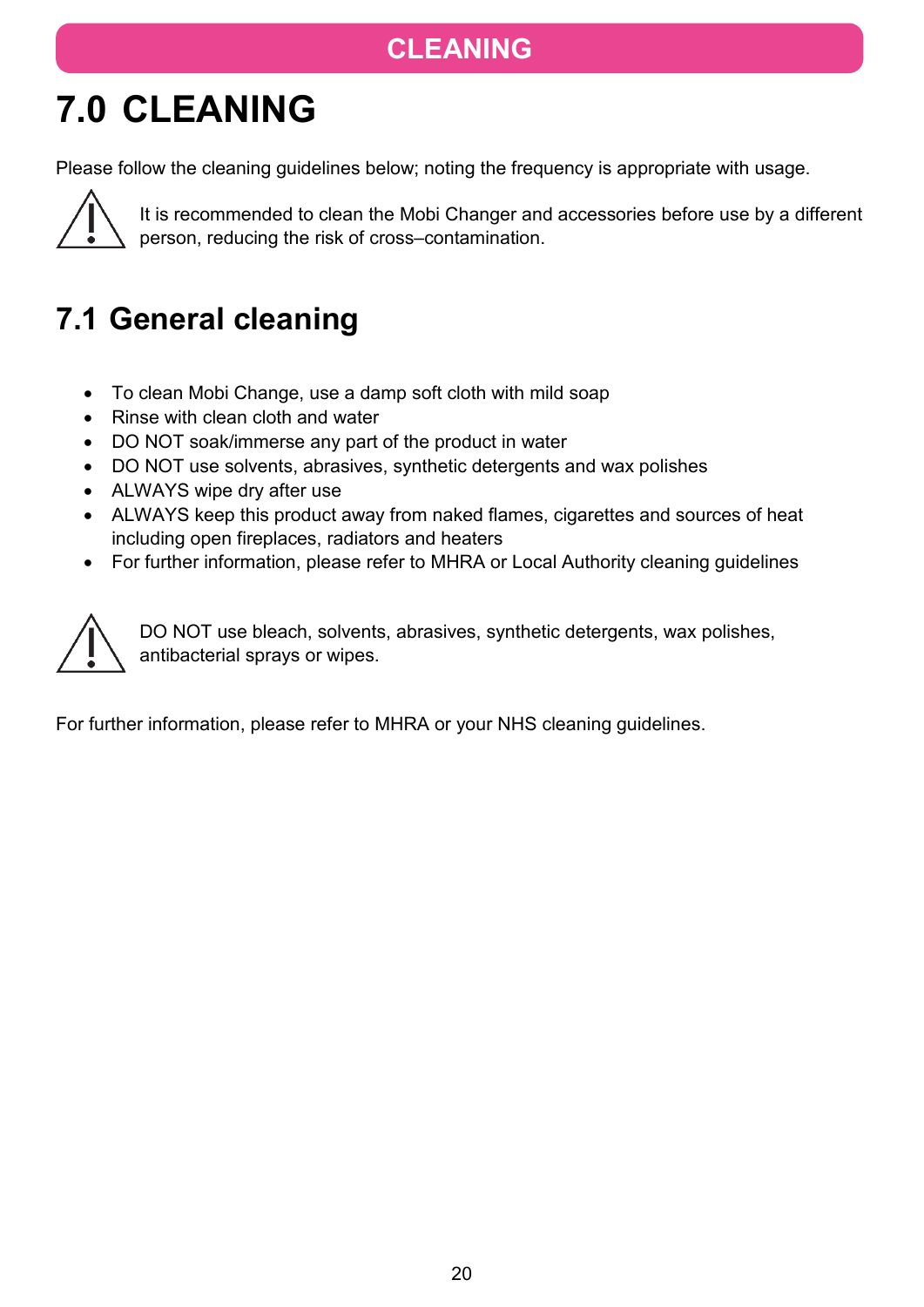# 7.0 CLEANING

Please follow the cleaning guidelines below; noting the frequency is appropriate with usage.

⚠ It is recommended to clean the Mobi Changer and accessories before use by a different person, reducing the risk of cross–contamination.

## 7.1 General cleaning

- To clean Mobi Change, use a damp soft cloth with mild soap
- Rinse with clean cloth and water
- DO NOT soak/immerse any part of the product in water
- DO NOT use solvents, abrasives, synthetic detergents and wax polishes
- ALWAYS wipe dry after use
- ALWAYS keep this product away from naked flames, cigarettes and sources of heat including open fireplaces, radiators and heaters
- For further information, please refer to MHRA or Local Authority cleaning guidelines

⚠ DO NOT use bleach, solvents, abrasives, synthetic detergents, wax polishes, antibacterial sprays or wipes.

For further information, please refer to MHRA or your NHS cleaning guidelines.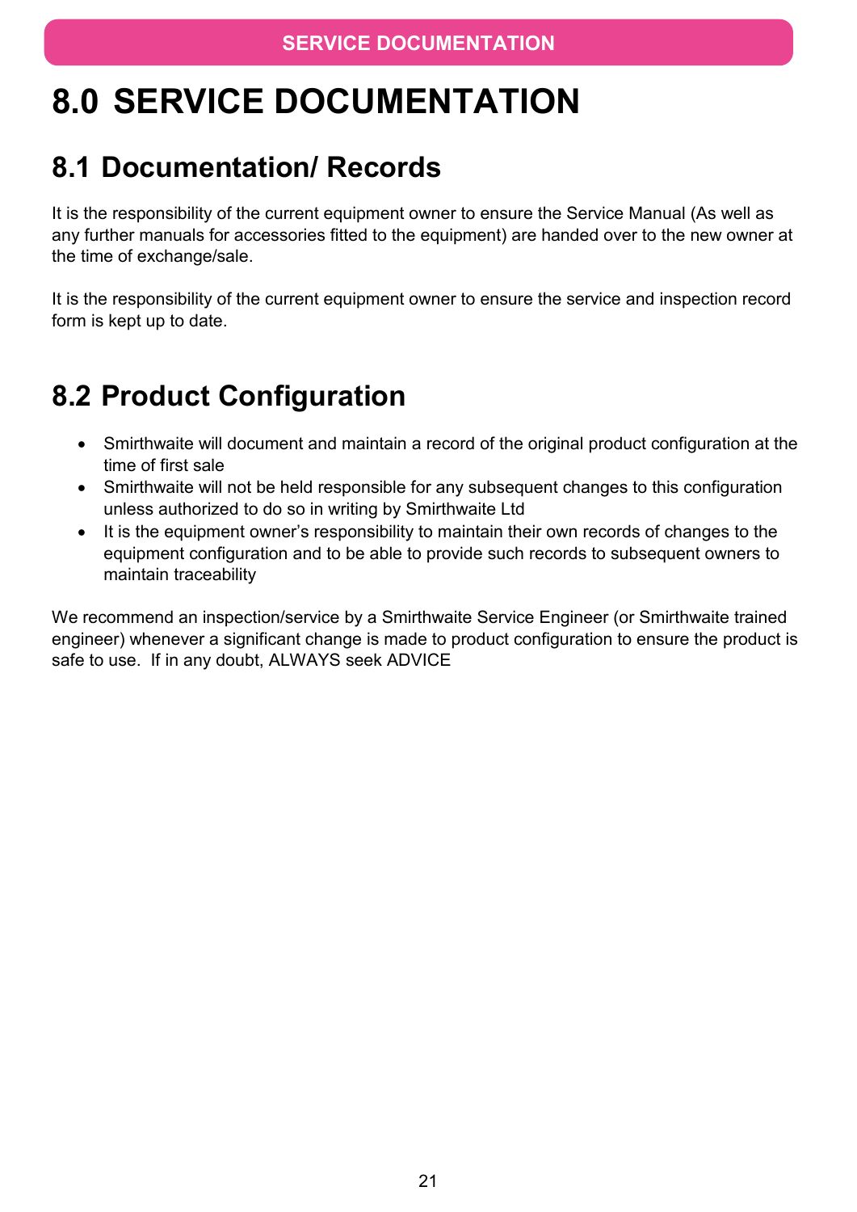# 8.0 SERVICE DOCUMENTATION

## 8.1 Documentation/ Records

It is the responsibility of the current equipment owner to ensure the Service Manual (As well as any further manuals for accessories fitted to the equipment) are handed over to the new owner at the time of exchange/sale.

It is the responsibility of the current equipment owner to ensure the service and inspection record form is kept up to date.

## 8.2 Product Configuration

- Smirthwaite will document and maintain a record of the original product configuration at the time of first sale
- Smirthwaite will not be held responsible for any subsequent changes to this configuration unless authorized to do so in writing by Smirthwaite Ltd
- It is the equipment owner's responsibility to maintain their own records of changes to the equipment configuration and to be able to provide such records to subsequent owners to maintain traceability

We recommend an inspection/service by a Smirthwaite Service Engineer (or Smirthwaite trained engineer) whenever a significant change is made to product configuration to ensure the product is safe to use. If in any doubt, ALWAYS seek ADVICE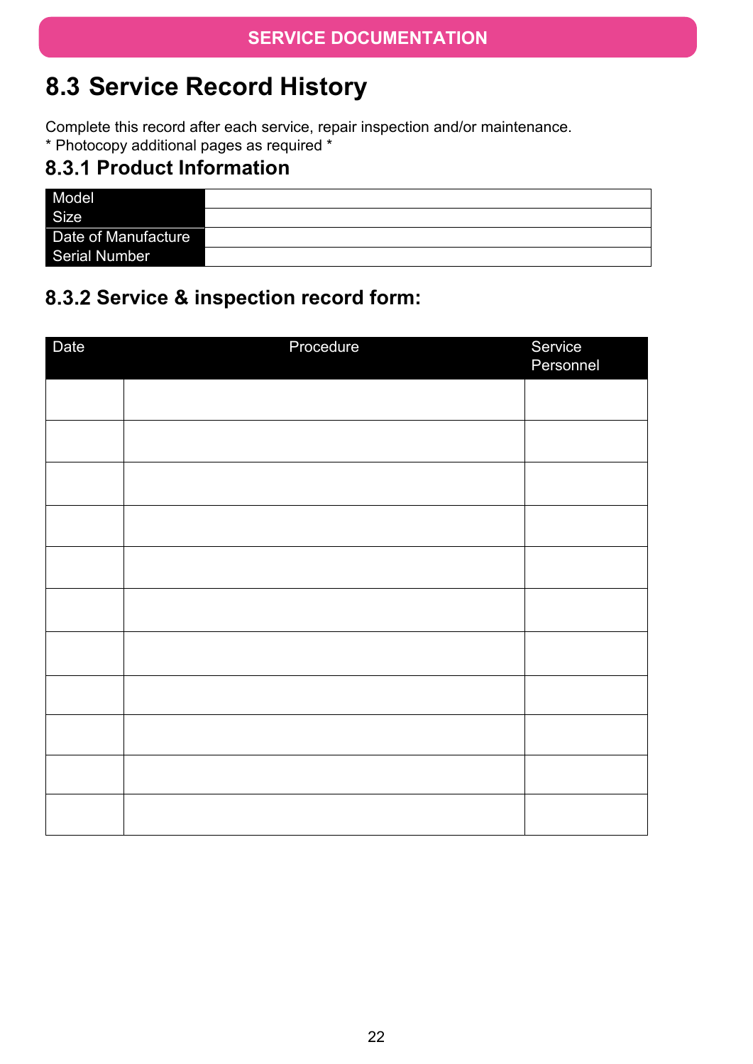## 8.3 Service Record History

Complete this record after each service, repair inspection and/or maintenance.
* Photocopy additional pages as required *

### 8.3.1 Product Information

| | |
|---|---|
| Model | |
| Size | |
| Date of Manufacture | |
| Serial Number | |

### 8.3.2 Service & inspection record form:

| Date | Procedure | Service Personnel |
|---|---|---|
| | | |
| | | |
| | | |
| | | |
| | | |
| | | |
| | | |
| | | |
| | | |
| | | |
| | | |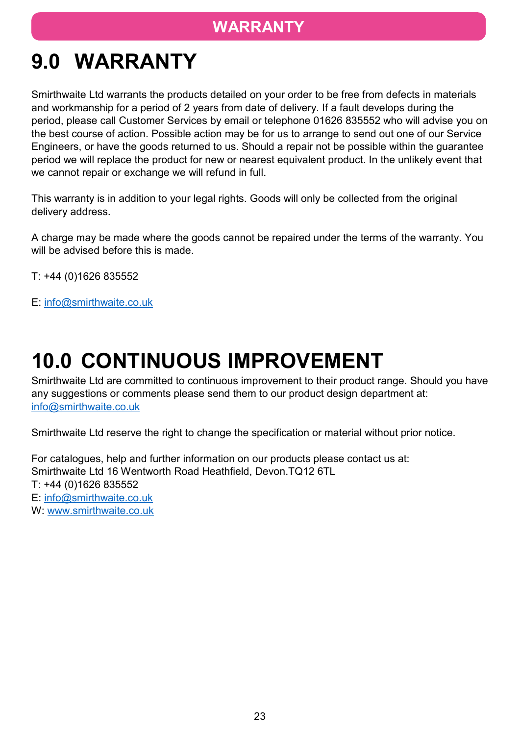# 9.0 WARRANTY

Smirthwaite Ltd warrants the products detailed on your order to be free from defects in materials and workmanship for a period of 2 years from date of delivery. If a fault develops during the period, please call Customer Services by email or telephone 01626 835552 who will advise you on the best course of action. Possible action may be for us to arrange to send out one of our Service Engineers, or have the goods returned to us. Should a repair not be possible within the guarantee period we will replace the product for new or nearest equivalent product. In the unlikely event that we cannot repair or exchange we will refund in full.

This warranty is in addition to your legal rights. Goods will only be collected from the original delivery address.

A charge may be made where the goods cannot be repaired under the terms of the warranty. You will be advised before this is made.

T: +44 (0)1626 835552

E: info@smirthwaite.co.uk

# 10.0 CONTINUOUS IMPROVEMENT

Smirthwaite Ltd are committed to continuous improvement to their product range. Should you have any suggestions or comments please send them to our product design department at: info@smirthwaite.co.uk

Smirthwaite Ltd reserve the right to change the specification or material without prior notice.

For catalogues, help and further information on our products please contact us at:
Smirthwaite Ltd 16 Wentworth Road Heathfield, Devon.TQ12 6TL
T: +44 (0)1626 835552
E: info@smirthwaite.co.uk
W: www.smirthwaite.co.uk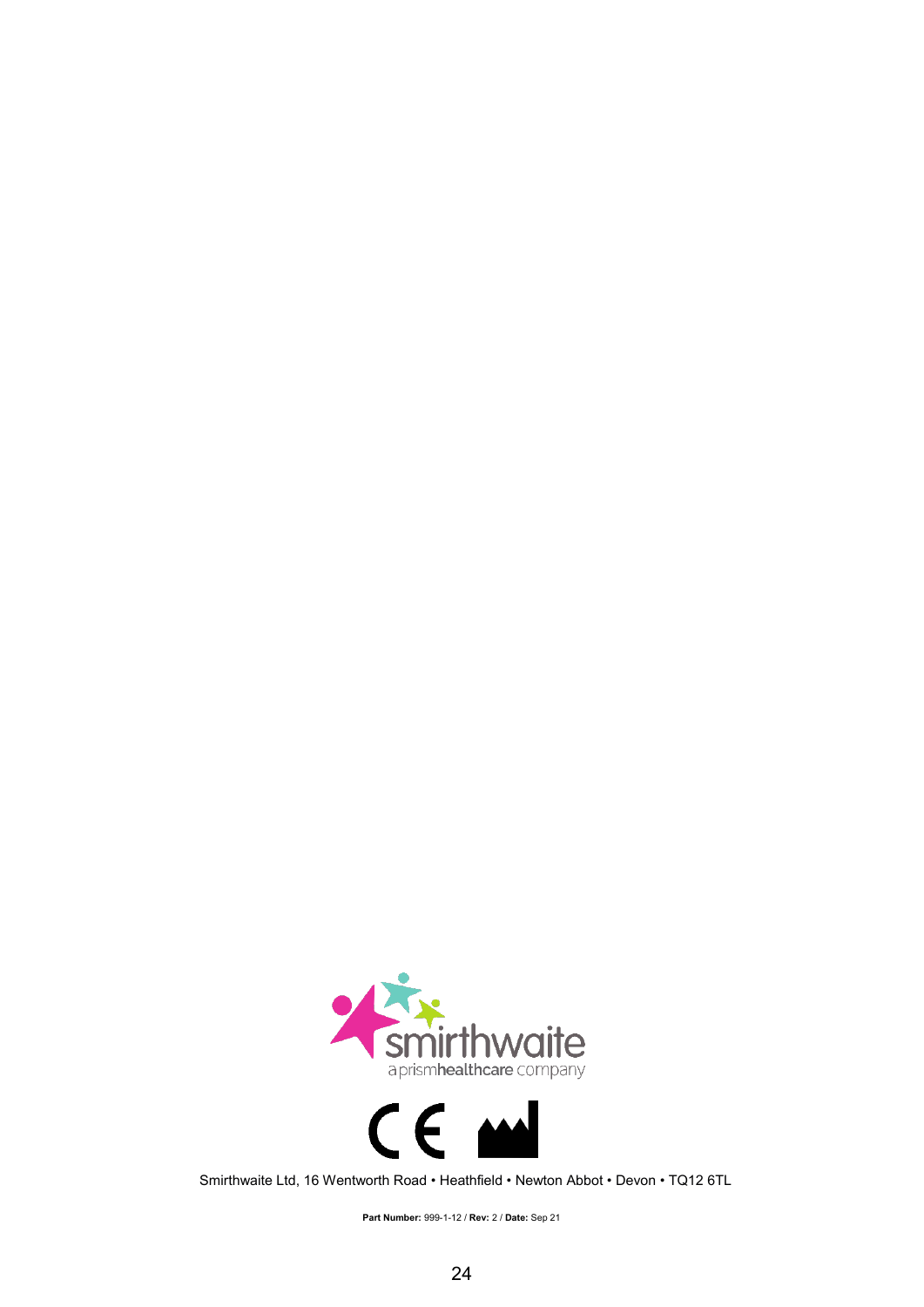smirthwaite

a prism**healthcare** company

Smirthwaite Ltd, 16 Wentworth Road • Heathfield • Newton Abbot • Devon • TQ12 6TL

**Part Number:** 999-1-12 / **Rev:** 2 / **Date:** Sep 21